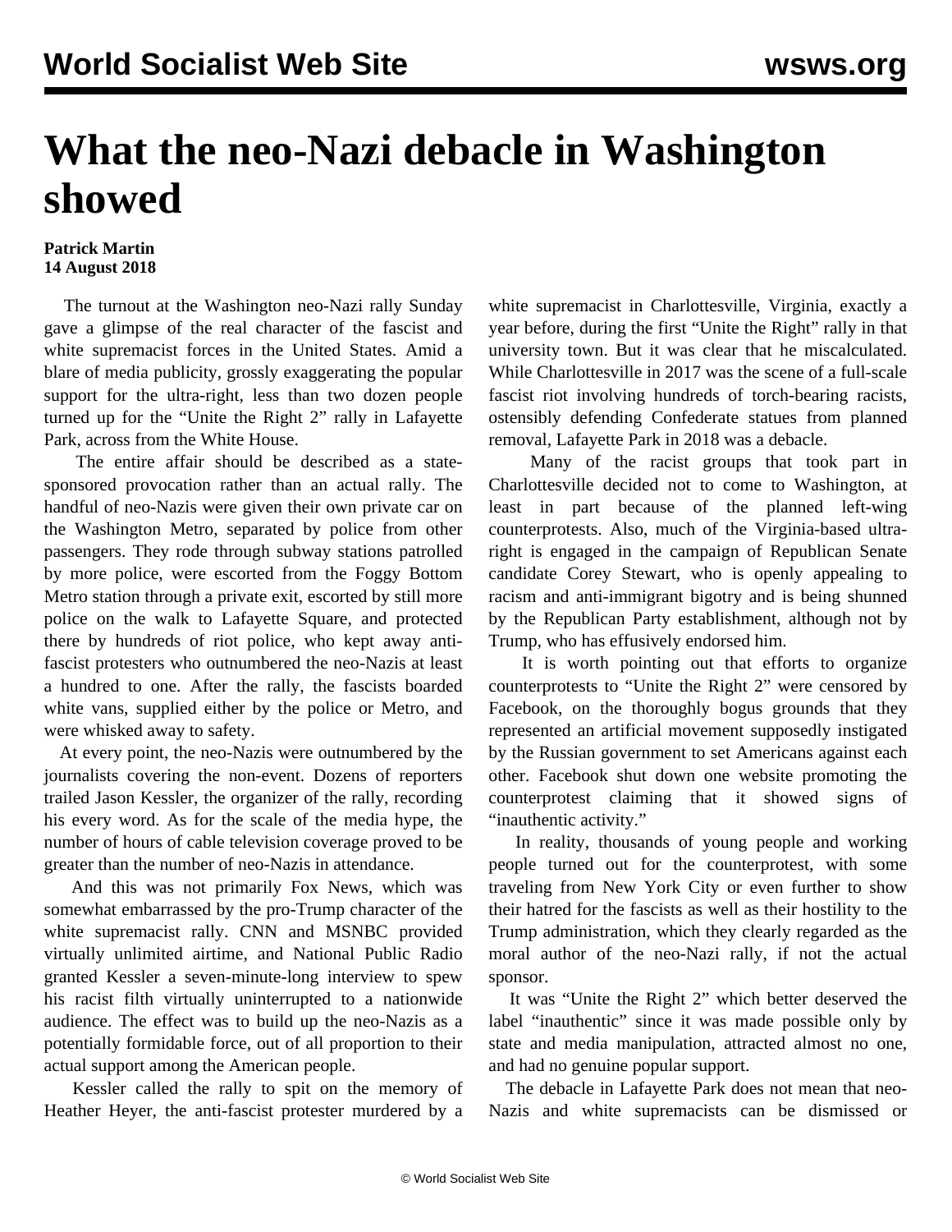# What the neo-Nazi debacle in Washington showed

**Patrick Martin**
**14 August 2018**

The turnout at the Washington neo-Nazi rally Sunday gave a glimpse of the real character of the fascist and white supremacist forces in the United States. Amid a blare of media publicity, grossly exaggerating the popular support for the ultra-right, less than two dozen people turned up for the "Unite the Right 2" rally in Lafayette Park, across from the White House.

The entire affair should be described as a state-sponsored provocation rather than an actual rally. The handful of neo-Nazis were given their own private car on the Washington Metro, separated by police from other passengers. They rode through subway stations patrolled by more police, were escorted from the Foggy Bottom Metro station through a private exit, escorted by still more police on the walk to Lafayette Square, and protected there by hundreds of riot police, who kept away anti-fascist protesters who outnumbered the neo-Nazis at least a hundred to one. After the rally, the fascists boarded white vans, supplied either by the police or Metro, and were whisked away to safety.

At every point, the neo-Nazis were outnumbered by the journalists covering the non-event. Dozens of reporters trailed Jason Kessler, the organizer of the rally, recording his every word. As for the scale of the media hype, the number of hours of cable television coverage proved to be greater than the number of neo-Nazis in attendance.

And this was not primarily Fox News, which was somewhat embarrassed by the pro-Trump character of the white supremacist rally. CNN and MSNBC provided virtually unlimited airtime, and National Public Radio granted Kessler a seven-minute-long interview to spew his racist filth virtually uninterrupted to a nationwide audience. The effect was to build up the neo-Nazis as a potentially formidable force, out of all proportion to their actual support among the American people.

Kessler called the rally to spit on the memory of Heather Heyer, the anti-fascist protester murdered by a white supremacist in Charlottesville, Virginia, exactly a year before, during the first "Unite the Right" rally in that university town. But it was clear that he miscalculated. While Charlottesville in 2017 was the scene of a full-scale fascist riot involving hundreds of torch-bearing racists, ostensibly defending Confederate statues from planned removal, Lafayette Park in 2018 was a debacle.

Many of the racist groups that took part in Charlottesville decided not to come to Washington, at least in part because of the planned left-wing counterprotests. Also, much of the Virginia-based ultra-right is engaged in the campaign of Republican Senate candidate Corey Stewart, who is openly appealing to racism and anti-immigrant bigotry and is being shunned by the Republican Party establishment, although not by Trump, who has effusively endorsed him.

It is worth pointing out that efforts to organize counterprotests to "Unite the Right 2" were censored by Facebook, on the thoroughly bogus grounds that they represented an artificial movement supposedly instigated by the Russian government to set Americans against each other. Facebook shut down one website promoting the counterprotest claiming that it showed signs of "inauthentic activity."

In reality, thousands of young people and working people turned out for the counterprotest, with some traveling from New York City or even further to show their hatred for the fascists as well as their hostility to the Trump administration, which they clearly regarded as the moral author of the neo-Nazi rally, if not the actual sponsor.

It was "Unite the Right 2" which better deserved the label "inauthentic" since it was made possible only by state and media manipulation, attracted almost no one, and had no genuine popular support.

The debacle in Lafayette Park does not mean that neo-Nazis and white supremacists can be dismissed or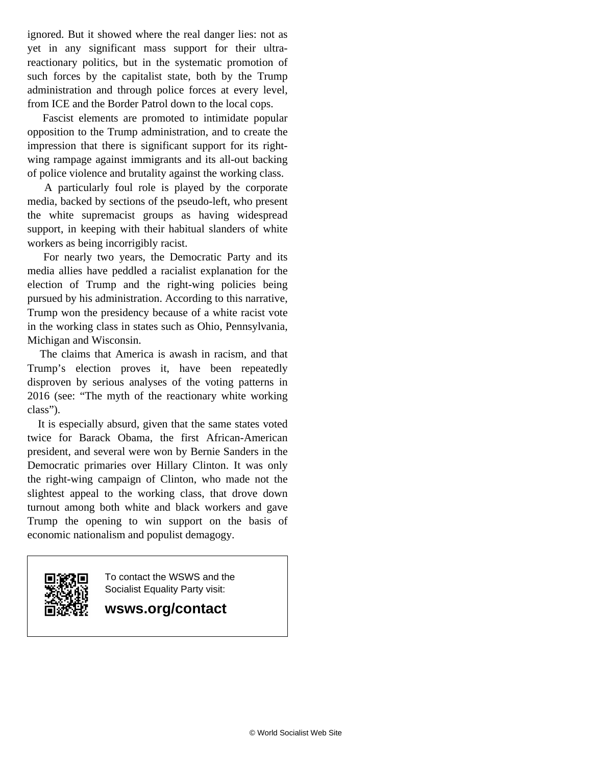ignored. But it showed where the real danger lies: not as yet in any significant mass support for their ultra-reactionary politics, but in the systematic promotion of such forces by the capitalist state, both by the Trump administration and through police forces at every level, from ICE and the Border Patrol down to the local cops.

Fascist elements are promoted to intimidate popular opposition to the Trump administration, and to create the impression that there is significant support for its right-wing rampage against immigrants and its all-out backing of police violence and brutality against the working class.

A particularly foul role is played by the corporate media, backed by sections of the pseudo-left, who present the white supremacist groups as having widespread support, in keeping with their habitual slanders of white workers as being incorrigibly racist.

For nearly two years, the Democratic Party and its media allies have peddled a racialist explanation for the election of Trump and the right-wing policies being pursued by his administration. According to this narrative, Trump won the presidency because of a white racist vote in the working class in states such as Ohio, Pennsylvania, Michigan and Wisconsin.

The claims that America is awash in racism, and that Trump's election proves it, have been repeatedly disproven by serious analyses of the voting patterns in 2016 (see: "The myth of the reactionary white working class").

It is especially absurd, given that the same states voted twice for Barack Obama, the first African-American president, and several were won by Bernie Sanders in the Democratic primaries over Hillary Clinton. It was only the right-wing campaign of Clinton, who made not the slightest appeal to the working class, that drove down turnout among both white and black workers and gave Trump the opening to win support on the basis of economic nationalism and populist demagogy.

To contact the WSWS and the Socialist Equality Party visit:

**wsws.org/contact**